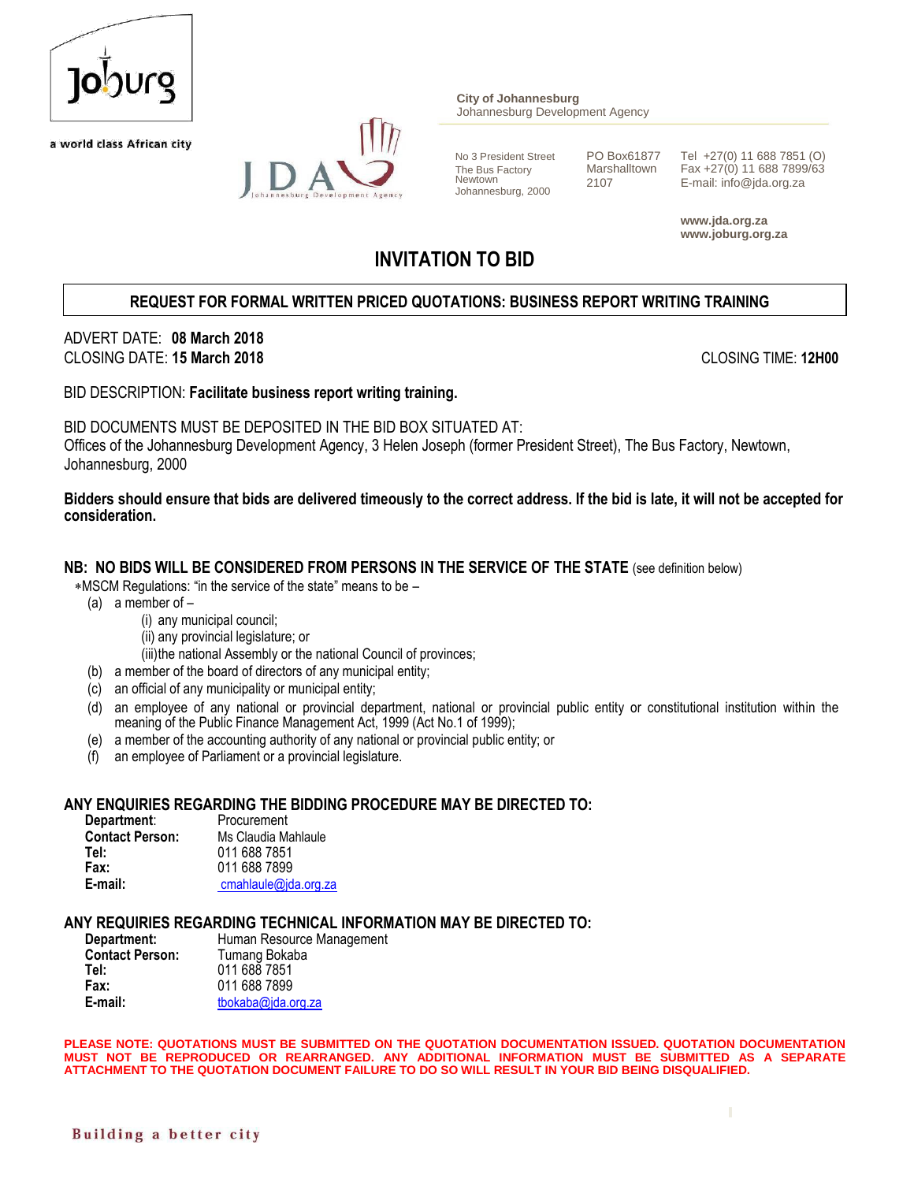a world class African city

**City of Johannesburg**
Johannesburg Development Agency

No 3 President Street
The Bus Factory
Newtown
Johannesburg, 2000

PO Box61877
Marshalltown
2107

Tel +27(0) 11 688 7851 (O)
Fax +27(0) 11 688 7899/63
E-mail: info@jda.org.za

**www.jda.org.za**
**www.joburg.org.za**

# INVITATION TO BID

## REQUEST FOR FORMAL WRITTEN PRICED QUOTATIONS: BUSINESS REPORT WRITING TRAINING

ADVERT DATE: **08 March 2018**
CLOSING DATE: **15 March 2018** CLOSING TIME: **12H00**

BID DESCRIPTION: **Facilitate business report writing training.**

BID DOCUMENTS MUST BE DEPOSITED IN THE BID BOX SITUATED AT:
Offices of the Johannesburg Development Agency, 3 Helen Joseph (former President Street), The Bus Factory, Newtown, Johannesburg, 2000

**Bidders should ensure that bids are delivered timeously to the correct address. If the bid is late, it will not be accepted for consideration.**

**NB: NO BIDS WILL BE CONSIDERED FROM PERSONS IN THE SERVICE OF THE STATE** (see definition below)

∗MSCM Regulations: "in the service of the state" means to be –

(a) a member of –
  (i) any municipal council;
  (ii) any provincial legislature; or
  (iii) the national Assembly or the national Council of provinces;
(b) a member of the board of directors of any municipal entity;
(c) an official of any municipality or municipal entity;
(d) an employee of any national or provincial department, national or provincial public entity or constitutional institution within the meaning of the Public Finance Management Act, 1999 (Act No.1 of 1999);
(e) a member of the accounting authority of any national or provincial public entity; or
(f) an employee of Parliament or a provincial legislature.

**ANY ENQUIRIES REGARDING THE BIDDING PROCEDURE MAY BE DIRECTED TO:**

**Department**: Procurement
**Contact Person:** Ms Claudia Mahlaule
**Tel:** 011 688 7851
**Fax:** 011 688 7899
**E-mail:** cmahlaule@jda.org.za

**ANY REQUIRIES REGARDING TECHNICAL INFORMATION MAY BE DIRECTED TO:**

**Department:** Human Resource Management
**Contact Person:** Tumang Bokaba
**Tel:** 011 688 7851
**Fax:** 011 688 7899
**E-mail:** tbokaba@jda.org.za

**PLEASE NOTE: QUOTATIONS MUST BE SUBMITTED ON THE QUOTATION DOCUMENTATION ISSUED. QUOTATION DOCUMENTATION MUST NOT BE REPRODUCED OR REARRANGED. ANY ADDITIONAL INFORMATION MUST BE SUBMITTED AS A SEPARATE ATTACHMENT TO THE QUOTATION DOCUMENT FAILURE TO DO SO WILL RESULT IN YOUR BID BEING DISQUALIFIED.**

Building a better city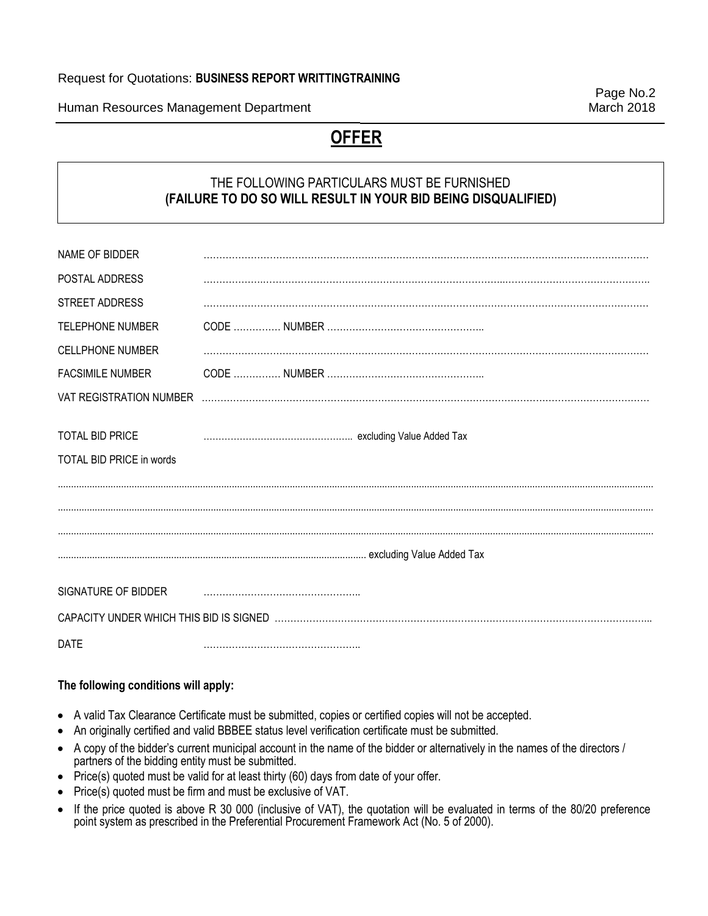# OFFER

THE FOLLOWING PARTICULARS MUST BE FURNISHED
**(FAILURE TO DO SO WILL RESULT IN YOUR BID BEING DISQUALIFIED)**

NAME OF BIDDER ………………………………………………………………………………………………………………………

POSTAL ADDRESS ………………………………………………………………………………………………………………………

STREET ADDRESS ………………………………………………………………………………………………………………………

TELEPHONE NUMBER CODE …………… NUMBER …………………………………………..

CELLPHONE NUMBER ………………………………………………………………………………………………………………………

FACSIMILE NUMBER CODE …………… NUMBER …………………………………………..

VAT REGISTRATION NUMBER ………………………………………………………………………………………………………………………

TOTAL BID PRICE ………………………………………….. excluding Value Added Tax

TOTAL BID PRICE in words

………………………………………………………………………………………………………………………………………………

………………………………………………………………………………………………………………………………………………

………………………………………………………………………………………………………………………………………………

……………………………………………………………………………………… excluding Value Added Tax

SIGNATURE OF BIDDER …………………………………………..

CAPACITY UNDER WHICH THIS BID IS SIGNED ……………………………………………………………………………………………………

DATE …………………………………………..

**The following conditions will apply:**

- A valid Tax Clearance Certificate must be submitted, copies or certified copies will not be accepted.
- An originally certified and valid BBBEE status level verification certificate must be submitted.
- A copy of the bidder's current municipal account in the name of the bidder or alternatively in the names of the directors / partners of the bidding entity must be submitted.
- Price(s) quoted must be valid for at least thirty (60) days from date of your offer.
- Price(s) quoted must be firm and must be exclusive of VAT.
- If the price quoted is above R 30 000 (inclusive of VAT), the quotation will be evaluated in terms of the 80/20 preference point system as prescribed in the Preferential Procurement Framework Act (No. 5 of 2000).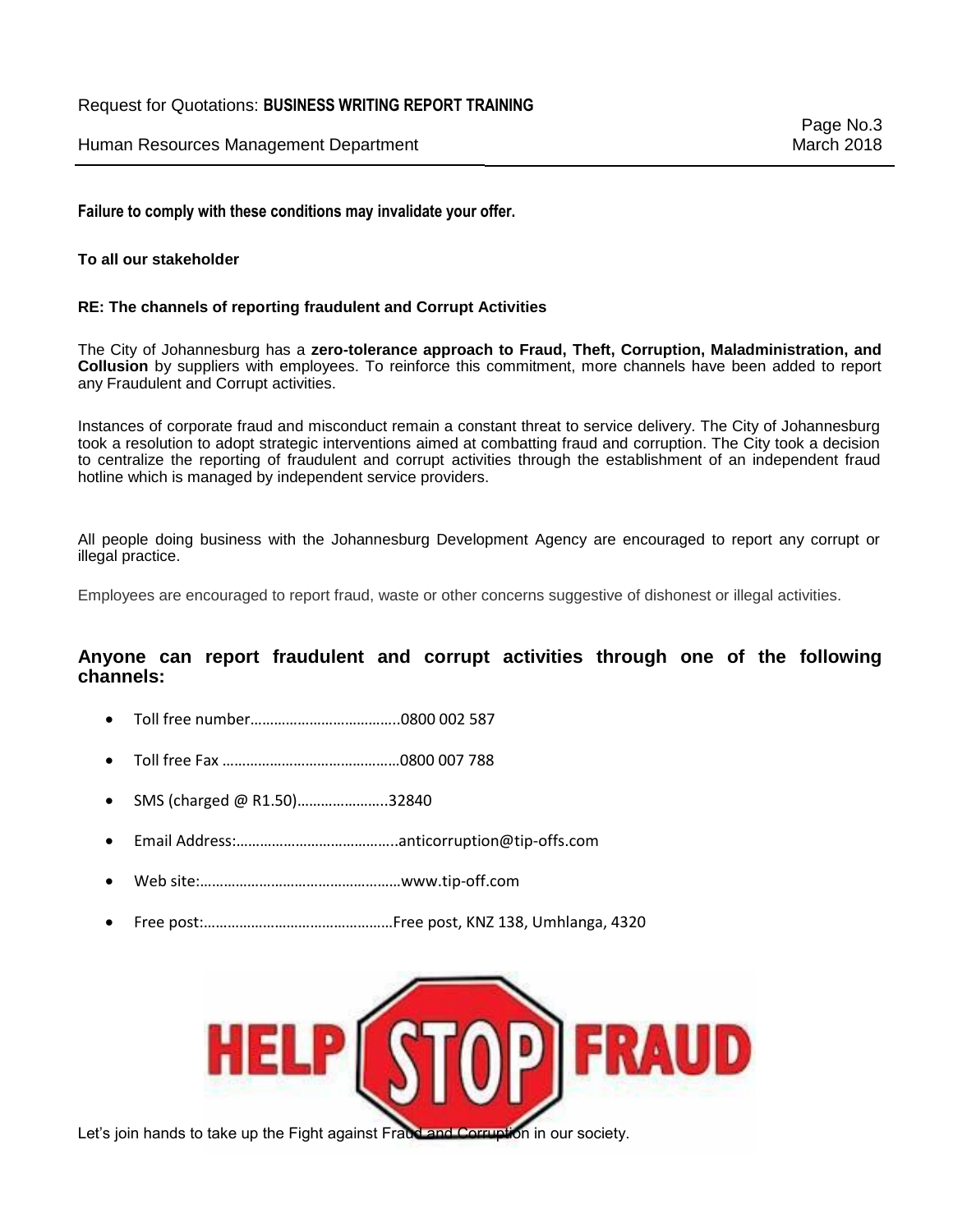**Failure to comply with these conditions may invalidate your offer.**

**To all our stakeholder**

**RE: The channels of reporting fraudulent and Corrupt Activities**

The City of Johannesburg has a **zero-tolerance approach to Fraud, Theft, Corruption, Maladministration, and Collusion** by suppliers with employees. To reinforce this commitment, more channels have been added to report any Fraudulent and Corrupt activities.

Instances of corporate fraud and misconduct remain a constant threat to service delivery. The City of Johannesburg took a resolution to adopt strategic interventions aimed at combatting fraud and corruption. The City took a decision to centralize the reporting of fraudulent and corrupt activities through the establishment of an independent fraud hotline which is managed by independent service providers.

All people doing business with the Johannesburg Development Agency are encouraged to report any corrupt or illegal practice.

Employees are encouraged to report fraud, waste or other concerns suggestive of dishonest or illegal activities.

## Anyone can report fraudulent and corrupt activities through one of the following channels:

- Toll free number………………………………..0800 002 587
- Toll free Fax ………………………………………0800 007 788
- SMS (charged @ R1.50)…………………..32840
- Email Address:…………………………………..anticorruption@tip-offs.com
- Web site:……………………………………………www.tip-off.com
- Free post:…………………………………………Free post, KNZ 138, Umhlanga, 4320

HELP STOP FRAUD

Let's join hands to take up the Fight against Fraud and Corruption in our society.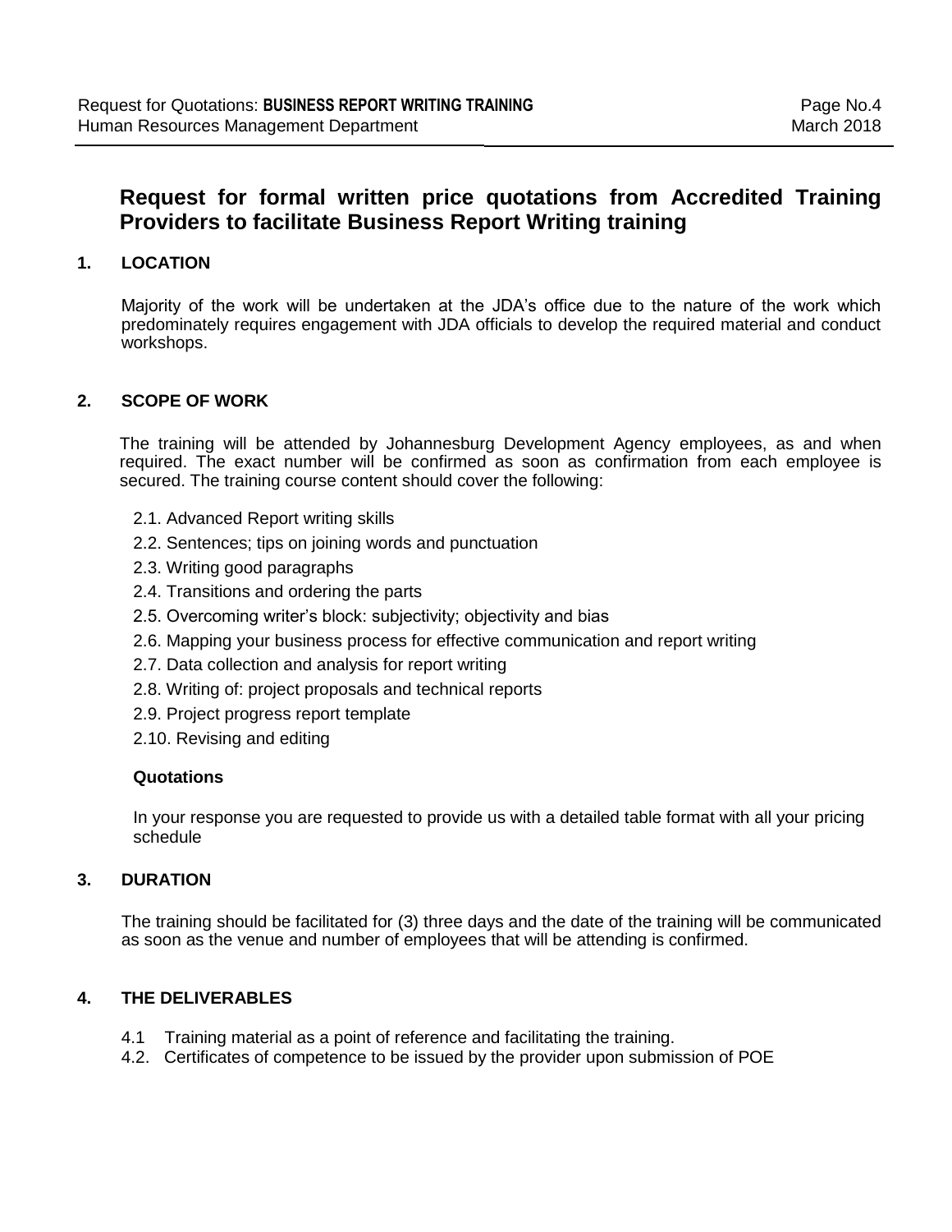# Request for formal written price quotations from Accredited Training Providers to facilitate Business Report Writing training

## 1. LOCATION

Majority of the work will be undertaken at the JDA's office due to the nature of the work which predominately requires engagement with JDA officials to develop the required material and conduct workshops.

## 2. SCOPE OF WORK

The training will be attended by Johannesburg Development Agency employees, as and when required. The exact number will be confirmed as soon as confirmation from each employee is secured. The training course content should cover the following:

2.1. Advanced Report writing skills
2.2. Sentences; tips on joining words and punctuation
2.3. Writing good paragraphs
2.4. Transitions and ordering the parts
2.5. Overcoming writer's block: subjectivity; objectivity and bias
2.6. Mapping your business process for effective communication and report writing
2.7. Data collection and analysis for report writing
2.8. Writing of: project proposals and technical reports
2.9. Project progress report template
2.10. Revising and editing

**Quotations**

In your response you are requested to provide us with a detailed table format with all your pricing schedule

## 3. DURATION

The training should be facilitated for (3) three days and the date of the training will be communicated as soon as the venue and number of employees that will be attending is confirmed.

## 4. THE DELIVERABLES

4.1 Training material as a point of reference and facilitating the training.
4.2. Certificates of competence to be issued by the provider upon submission of POE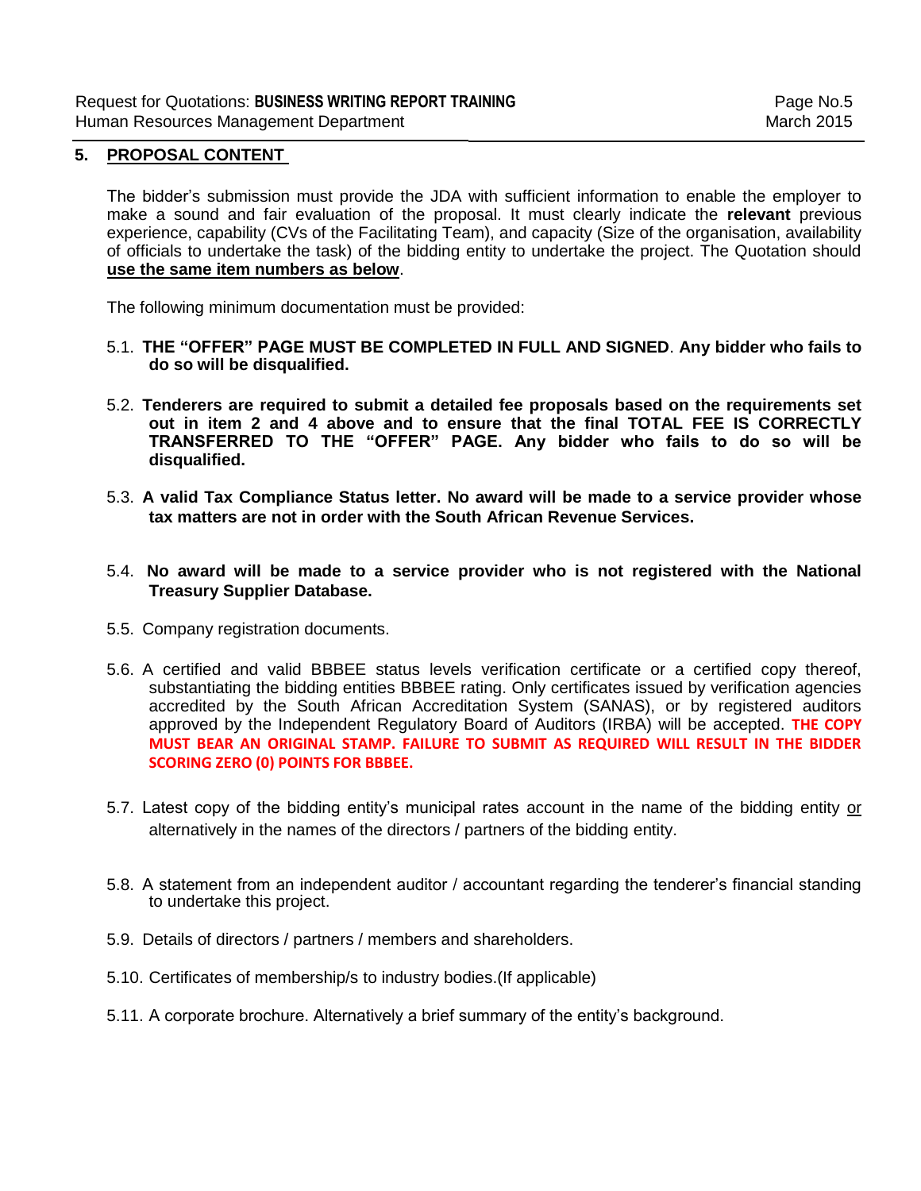## 5. PROPOSAL CONTENT

The bidder's submission must provide the JDA with sufficient information to enable the employer to make a sound and fair evaluation of the proposal. It must clearly indicate the **relevant** previous experience, capability (CVs of the Facilitating Team), and capacity (Size of the organisation, availability of officials to undertake the task) of the bidding entity to undertake the project. The Quotation should **use the same item numbers as below**.

The following minimum documentation must be provided:

5.1. **THE "OFFER" PAGE MUST BE COMPLETED IN FULL AND SIGNED. Any bidder who fails to do so will be disqualified.**

5.2. **Tenderers are required to submit a detailed fee proposals based on the requirements set out in item 2 and 4 above and to ensure that the final TOTAL FEE IS CORRECTLY TRANSFERRED TO THE "OFFER" PAGE. Any bidder who fails to do so will be disqualified.**

5.3. **A valid Tax Compliance Status letter. No award will be made to a service provider whose tax matters are not in order with the South African Revenue Services.**

5.4. **No award will be made to a service provider who is not registered with the National Treasury Supplier Database.**

5.5. Company registration documents.

5.6. A certified and valid BBBEE status levels verification certificate or a certified copy thereof, substantiating the bidding entities BBBEE rating. Only certificates issued by verification agencies accredited by the South African Accreditation System (SANAS), or by registered auditors approved by the Independent Regulatory Board of Auditors (IRBA) will be accepted. **THE COPY MUST BEAR AN ORIGINAL STAMP. FAILURE TO SUBMIT AS REQUIRED WILL RESULT IN THE BIDDER SCORING ZERO (0) POINTS FOR BBBEE.**

5.7. Latest copy of the bidding entity's municipal rates account in the name of the bidding entity or alternatively in the names of the directors / partners of the bidding entity.

5.8. A statement from an independent auditor / accountant regarding the tenderer's financial standing to undertake this project.

5.9. Details of directors / partners / members and shareholders.

5.10. Certificates of membership/s to industry bodies.(If applicable)

5.11. A corporate brochure. Alternatively a brief summary of the entity's background.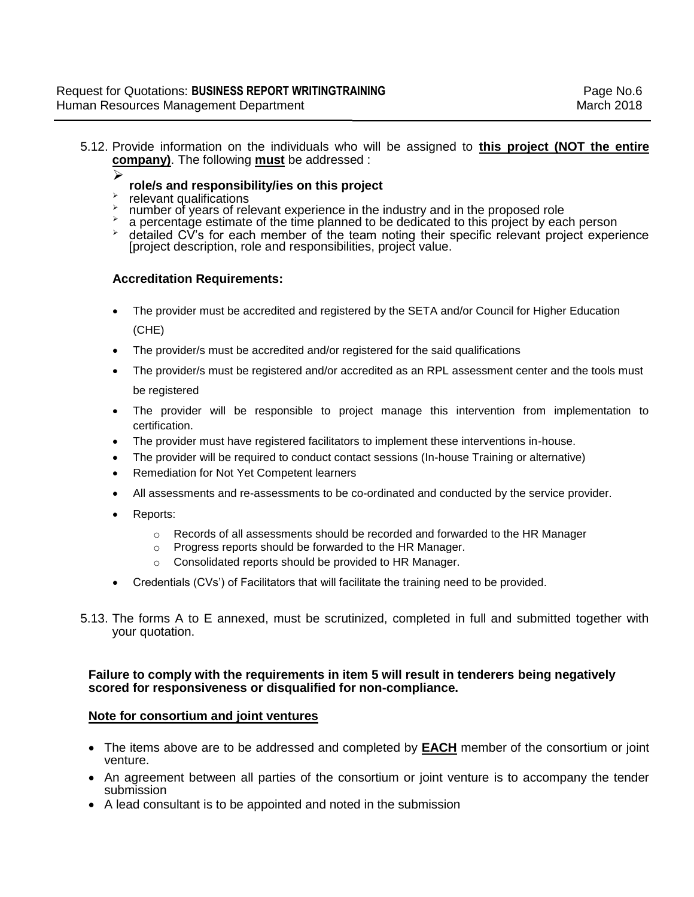5.12. Provide information on the individuals who will be assigned to **this project (NOT the entire company)**. The following **must** be addressed :

- **role/s and responsibility/ies on this project**
- relevant qualifications
- number of years of relevant experience in the industry and in the proposed role
- a percentage estimate of the time planned to be dedicated to this project by each person
- detailed CV's for each member of the team noting their specific relevant project experience [project description, role and responsibilities, project value.

**Accreditation Requirements:**

- The provider must be accredited and registered by the SETA and/or Council for Higher Education (CHE)
- The provider/s must be accredited and/or registered for the said qualifications
- The provider/s must be registered and/or accredited as an RPL assessment center and the tools must be registered
- The provider will be responsible to project manage this intervention from implementation to certification.
- The provider must have registered facilitators to implement these interventions in-house.
- The provider will be required to conduct contact sessions (In-house Training or alternative)
- Remediation for Not Yet Competent learners
- All assessments and re-assessments to be co-ordinated and conducted by the service provider.
- Reports:
  - Records of all assessments should be recorded and forwarded to the HR Manager
  - Progress reports should be forwarded to the HR Manager.
  - Consolidated reports should be provided to HR Manager.
- Credentials (CVs') of Facilitators that will facilitate the training need to be provided.

5.13. The forms A to E annexed, must be scrutinized, completed in full and submitted together with your quotation.

**Failure to comply with the requirements in item 5 will result in tenderers being negatively scored for responsiveness or disqualified for non-compliance.**

**Note for consortium and joint ventures**

- The items above are to be addressed and completed by **EACH** member of the consortium or joint venture.
- An agreement between all parties of the consortium or joint venture is to accompany the tender submission
- A lead consultant is to be appointed and noted in the submission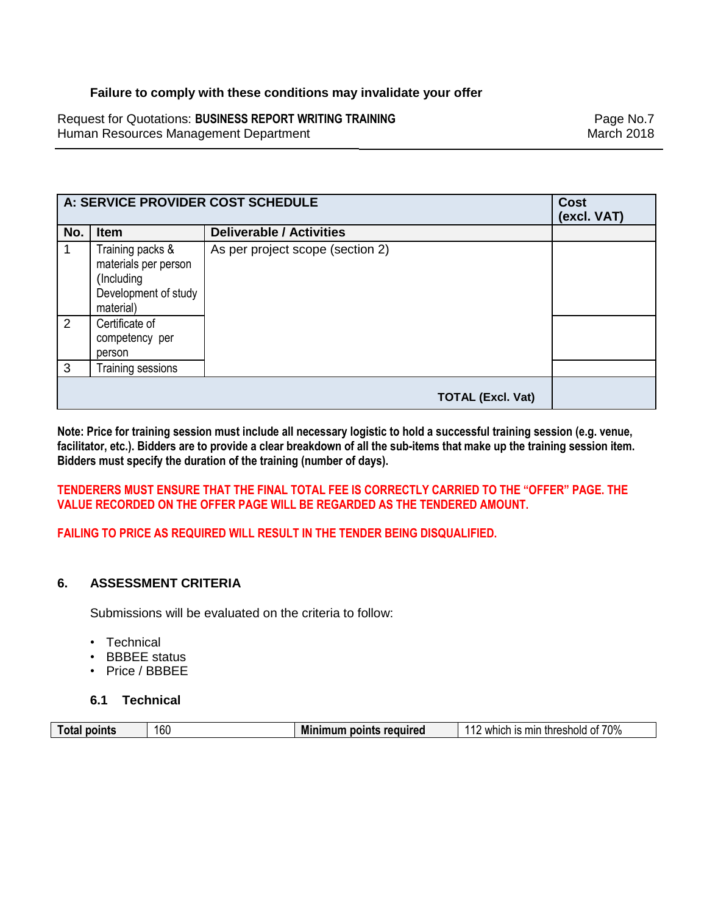**Failure to comply with these conditions may invalidate your offer**

| A: SERVICE PROVIDER COST SCHEDULE | | | Cost (excl. VAT) |
|---|---|---|---|
| **No.** | **Item** | **Deliverable / Activities** | |
| 1 | Training packs & materials per person (Including Development of study material) | As per project scope (section 2) | |
| 2 | Certificate of competency per person | | |
| 3 | Training sessions | | |
| | | **TOTAL (Excl. Vat)** | |

**Note: Price for training session must include all necessary logistic to hold a successful training session (e.g. venue, facilitator, etc.). Bidders are to provide a clear breakdown of all the sub-items that make up the training session item. Bidders must specify the duration of the training (number of days).**

**TENDERERS MUST ENSURE THAT THE FINAL TOTAL FEE IS CORRECTLY CARRIED TO THE "OFFER" PAGE. THE VALUE RECORDED ON THE OFFER PAGE WILL BE REGARDED AS THE TENDERED AMOUNT.**

**FAILING TO PRICE AS REQUIRED WILL RESULT IN THE TENDER BEING DISQUALIFIED.**

## 6. ASSESSMENT CRITERIA

Submissions will be evaluated on the criteria to follow:

- Technical
- BBBEE status
- Price / BBBEE

### 6.1 Technical

| Total points | 160 | Minimum points required | 112 which is min threshold of 70% |
|---|---|---|---|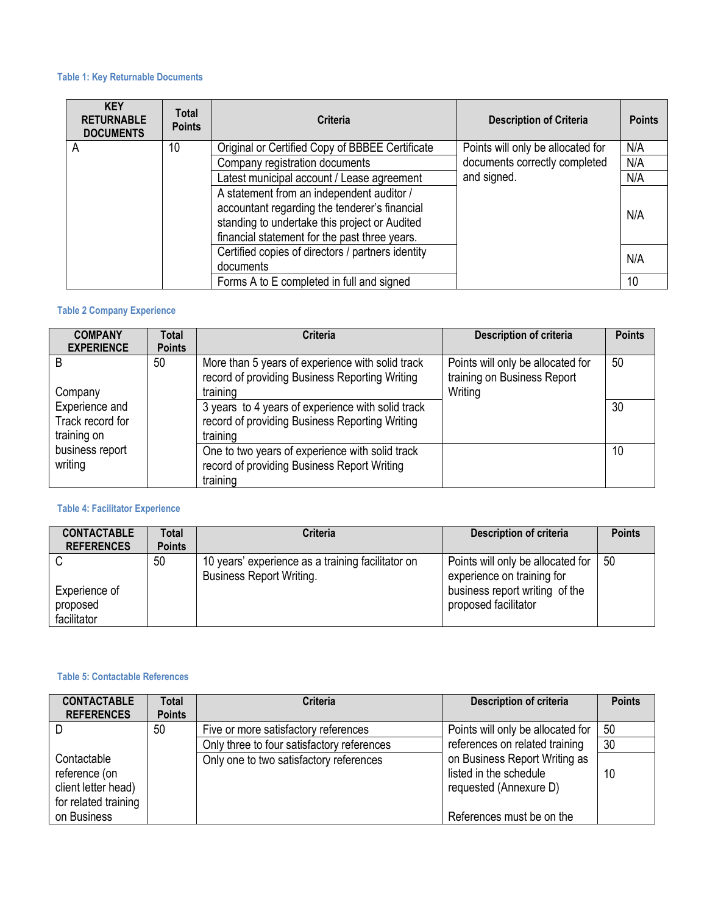**Table 1: Key Returnable Documents**

| KEY RETURNABLE DOCUMENTS | Total Points | Criteria | Description of Criteria | Points |
|---|---|---|---|---|
| A | 10 | Original or Certified Copy of BBBEE Certificate | Points will only be allocated for documents correctly completed and signed. | N/A |
| | | Company registration documents | | N/A |
| | | Latest municipal account / Lease agreement | | N/A |
| | | A statement from an independent auditor / accountant regarding the tenderer's financial standing to undertake this project or Audited financial statement for the past three years. | | N/A |
| | | Certified copies of directors / partners identity documents | | N/A |
| | | Forms A to E completed in full and signed | | 10 |

**Table 2 Company Experience**

| COMPANY EXPERIENCE | Total Points | Criteria | Description of criteria | Points |
|---|---|---|---|---|
| B<br><br>Company Experience and Track record for training on business report writing | 50 | More than 5 years of experience with solid track record of providing Business Reporting Writing training | Points will only be allocated for training on Business Report Writing | 50 |
| | | 3 years to 4 years of experience with solid track record of providing Business Reporting Writing training | | 30 |
| | | One to two years of experience with solid track record of providing Business Report Writing training | | 10 |

**Table 4: Facilitator Experience**

| CONTACTABLE REFERENCES | Total Points | Criteria | Description of criteria | Points |
|---|---|---|---|---|
| C<br><br>Experience of proposed facilitator | 50 | 10 years' experience as a training facilitator on Business Report Writing. | Points will only be allocated for experience on training for business report writing of the proposed facilitator | 50 |

**Table 5: Contactable References**

| CONTACTABLE REFERENCES | Total Points | Criteria | Description of criteria | Points |
|---|---|---|---|---|
| D<br><br>Contactable reference (on client letter head) for related training on Business | 50 | Five or more satisfactory references | Points will only be allocated for references on related training on Business Report Writing as listed in the schedule requested (Annexure D)<br><br>References must be on the | 50 |
| | | Only three to four satisfactory references | | 30 |
| | | Only one to two satisfactory references | | 10 |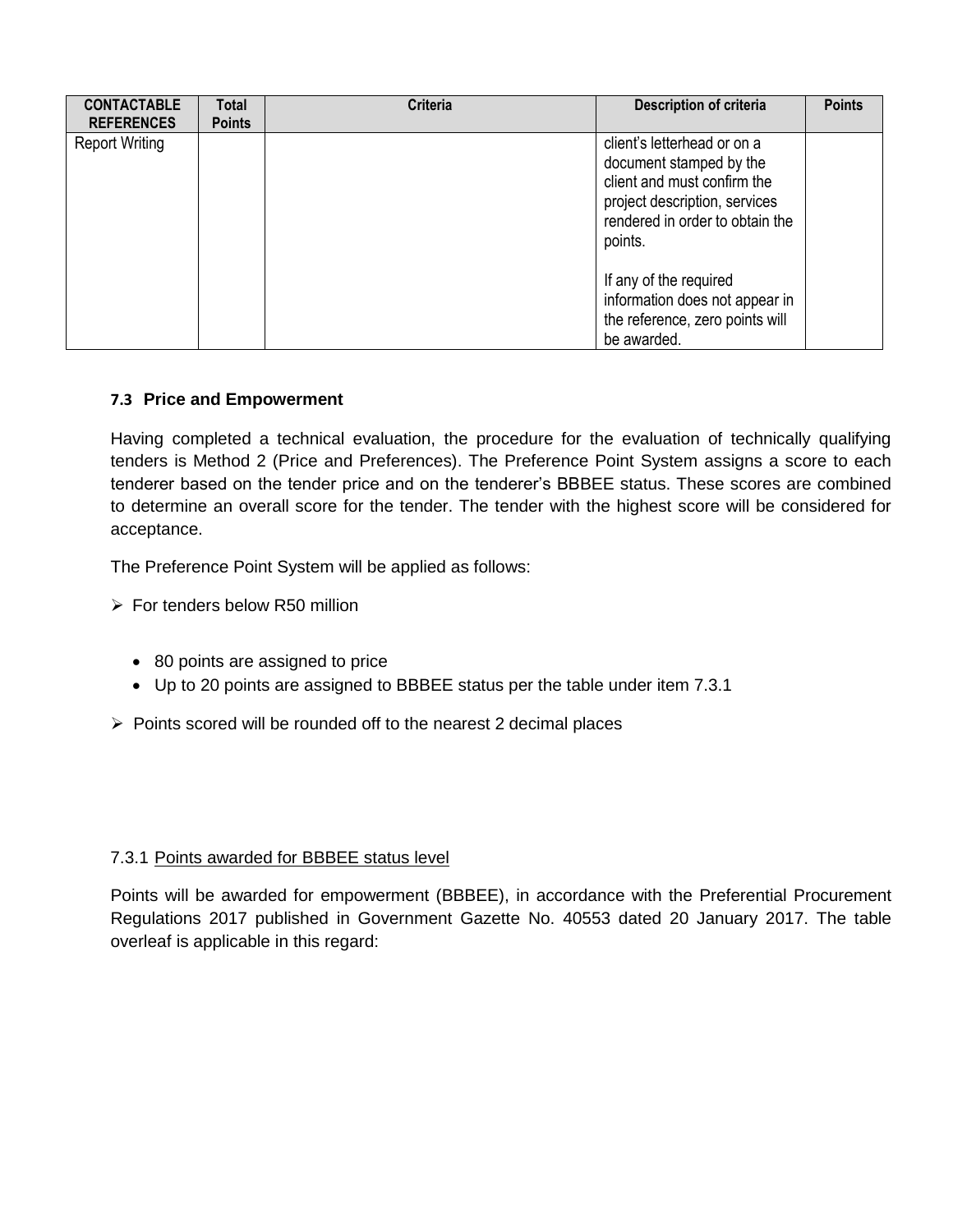| CONTACTABLE REFERENCES | Total Points | Criteria | Description of criteria | Points |
|---|---|---|---|---|
| Report Writing | | | client's letterhead or on a document stamped by the client and must confirm the project description, services rendered in order to obtain the points.<br><br>If any of the required information does not appear in the reference, zero points will be awarded. | |

### 7.3 Price and Empowerment

Having completed a technical evaluation, the procedure for the evaluation of technically qualifying tenders is Method 2 (Price and Preferences). The Preference Point System assigns a score to each tenderer based on the tender price and on the tenderer's BBBEE status. These scores are combined to determine an overall score for the tender. The tender with the highest score will be considered for acceptance.

The Preference Point System will be applied as follows:

- For tenders below R50 million
  - 80 points are assigned to price
  - Up to 20 points are assigned to BBBEE status per the table under item 7.3.1
- Points scored will be rounded off to the nearest 2 decimal places

7.3.1 Points awarded for BBBEE status level

Points will be awarded for empowerment (BBBEE), in accordance with the Preferential Procurement Regulations 2017 published in Government Gazette No. 40553 dated 20 January 2017. The table overleaf is applicable in this regard: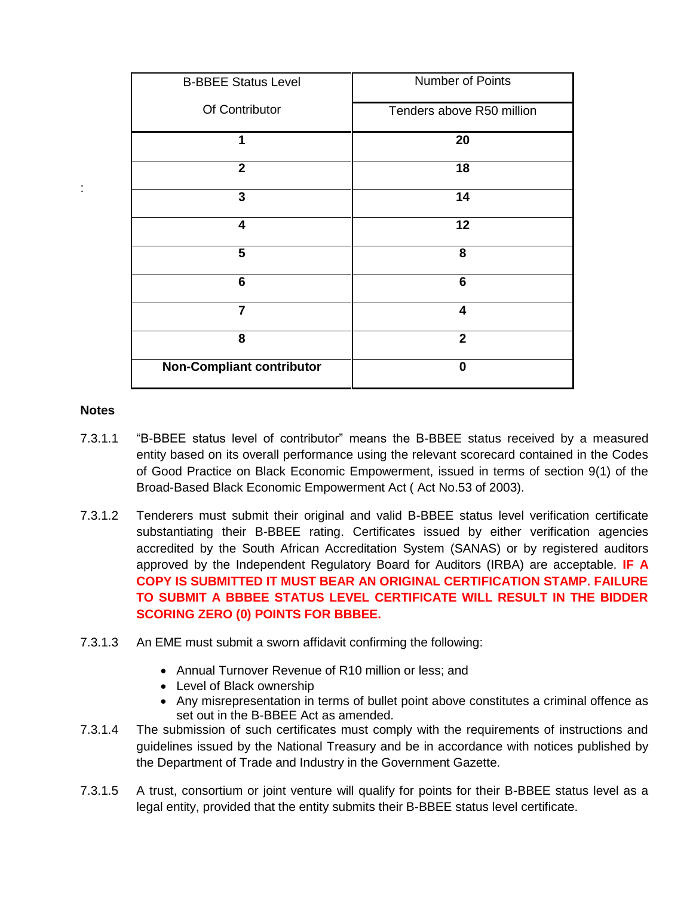| B-BBEE Status Level Of Contributor | Number of Points |
|---|---|
| | Tenders above R50 million |
| **1** | **20** |
| **2** | **18** |
| **3** | **14** |
| **4** | **12** |
| **5** | **8** |
| **6** | **6** |
| **7** | **4** |
| **8** | **2** |
| **Non-Compliant contributor** | **0** |

**Notes**

7.3.1.1 "B-BBEE status level of contributor" means the B-BBEE status received by a measured entity based on its overall performance using the relevant scorecard contained in the Codes of Good Practice on Black Economic Empowerment, issued in terms of section 9(1) of the Broad-Based Black Economic Empowerment Act ( Act No.53 of 2003).

7.3.1.2 Tenderers must submit their original and valid B-BBEE status level verification certificate substantiating their B-BBEE rating. Certificates issued by either verification agencies accredited by the South African Accreditation System (SANAS) or by registered auditors approved by the Independent Regulatory Board for Auditors (IRBA) are acceptable. **IF A COPY IS SUBMITTED IT MUST BEAR AN ORIGINAL CERTIFICATION STAMP. FAILURE TO SUBMIT A BBBEE STATUS LEVEL CERTIFICATE WILL RESULT IN THE BIDDER SCORING ZERO (0) POINTS FOR BBBEE.**

7.3.1.3 An EME must submit a sworn affidavit confirming the following:

- Annual Turnover Revenue of R10 million or less; and
- Level of Black ownership
- Any misrepresentation in terms of bullet point above constitutes a criminal offence as set out in the B-BBEE Act as amended.

7.3.1.4 The submission of such certificates must comply with the requirements of instructions and guidelines issued by the National Treasury and be in accordance with notices published by the Department of Trade and Industry in the Government Gazette.

7.3.1.5 A trust, consortium or joint venture will qualify for points for their B-BBEE status level as a legal entity, provided that the entity submits their B-BBEE status level certificate.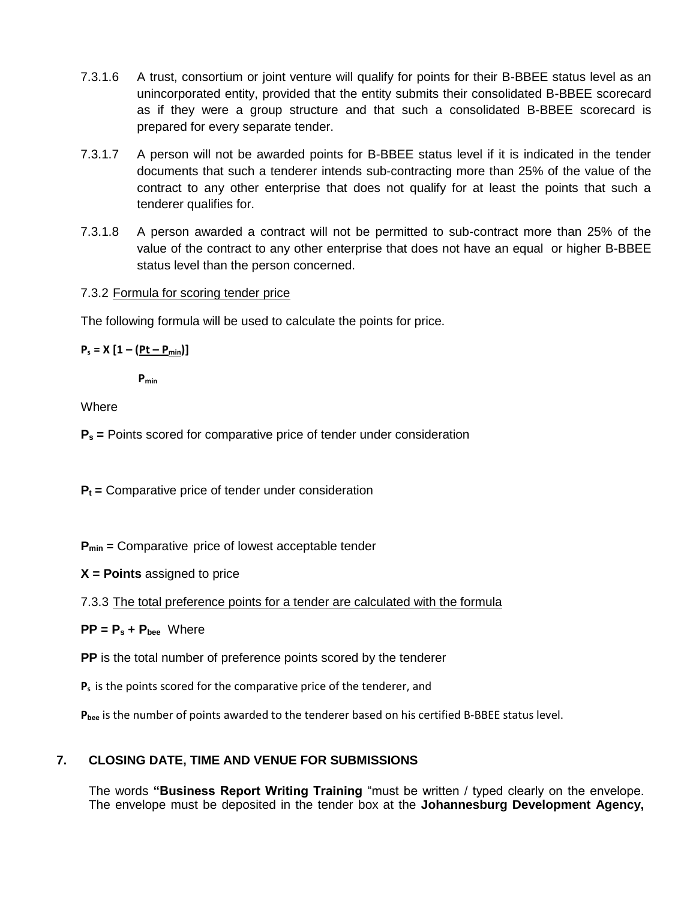7.3.1.6 A trust, consortium or joint venture will qualify for points for their B-BBEE status level as an unincorporated entity, provided that the entity submits their consolidated B-BBEE scorecard as if they were a group structure and that such a consolidated B-BBEE scorecard is prepared for every separate tender.

7.3.1.7 A person will not be awarded points for B-BBEE status level if it is indicated in the tender documents that such a tenderer intends sub-contracting more than 25% of the value of the contract to any other enterprise that does not qualify for at least the points that such a tenderer qualifies for.

7.3.1.8 A person awarded a contract will not be permitted to sub-contract more than 25% of the value of the contract to any other enterprise that does not have an equal or higher B-BBEE status level than the person concerned.

7.3.2 <u>Formula for scoring tender price</u>

The following formula will be used to calculate the points for price.

$$P_s = X\left[1 - \frac{(Pt - P_{min})}{P_{min}}\right]$$

Where

**$P_s$ =** Points scored for comparative price of tender under consideration

**$P_t$ =** Comparative price of tender under consideration

**$P_{min}$** = Comparative price of lowest acceptable tender

**X = Points** assigned to price

7.3.3 <u>The total preference points for a tender are calculated with the formula</u>

**$PP = P_s + P_{bee}$** Where

**PP** is the total number of preference points scored by the tenderer

**$P_s$** is the points scored for the comparative price of the tenderer, and

**$P_{bee}$** is the number of points awarded to the tenderer based on his certified B-BBEE status level.

## 7. CLOSING DATE, TIME AND VENUE FOR SUBMISSIONS

The words **"Business Report Writing Training** "must be written / typed clearly on the envelope. The envelope must be deposited in the tender box at the **Johannesburg Development Agency,**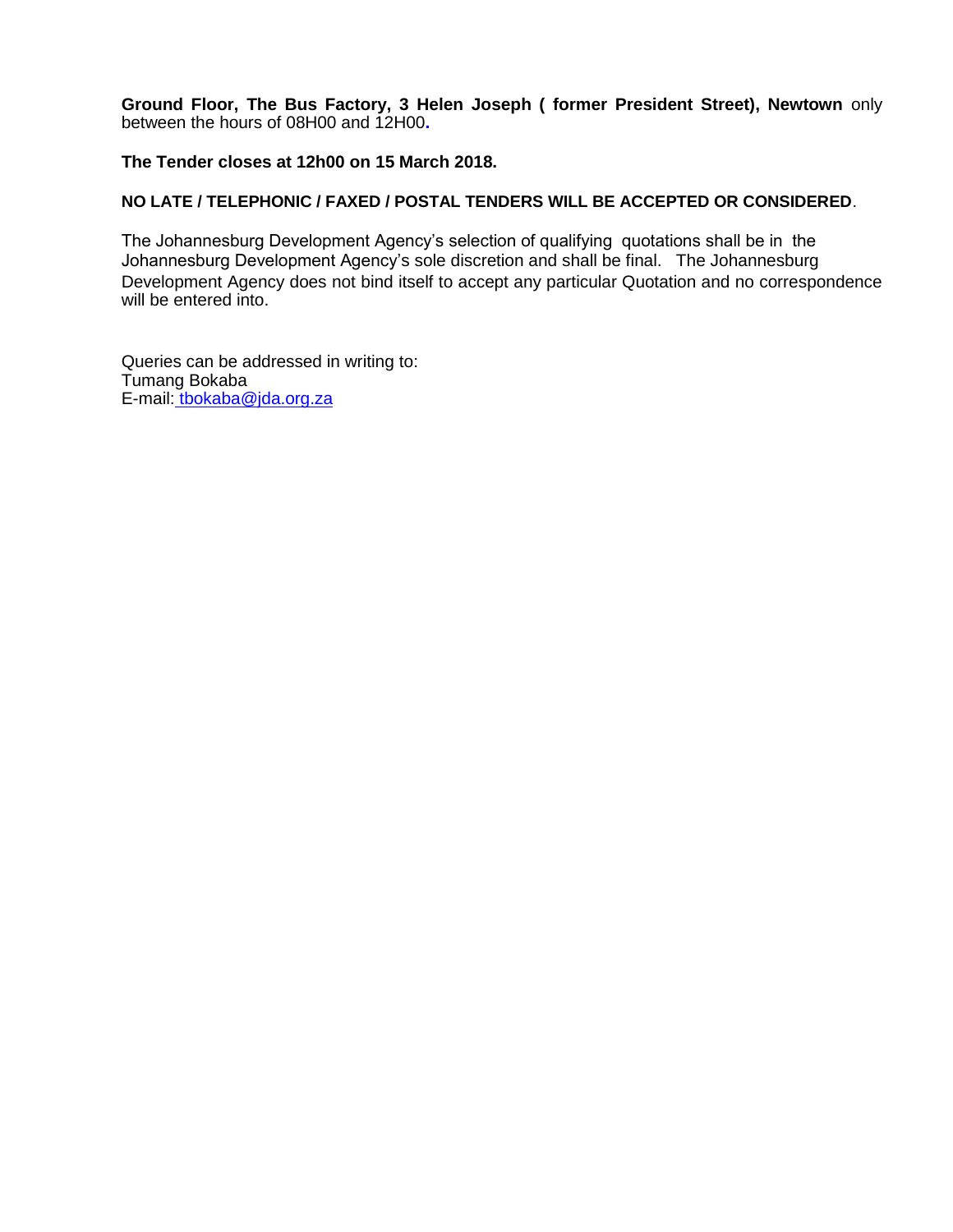**Ground Floor, The Bus Factory, 3 Helen Joseph ( former President Street), Newtown** only between the hours of 08H00 and 12H00**.**

**The Tender closes at 12h00 on 15 March 2018.**

**NO LATE / TELEPHONIC / FAXED / POSTAL TENDERS WILL BE ACCEPTED OR CONSIDERED**.

The Johannesburg Development Agency's selection of qualifying quotations shall be in the Johannesburg Development Agency's sole discretion and shall be final. The Johannesburg Development Agency does not bind itself to accept any particular Quotation and no correspondence will be entered into.

Queries can be addressed in writing to:
Tumang Bokaba
E-mail: tbokaba@jda.org.za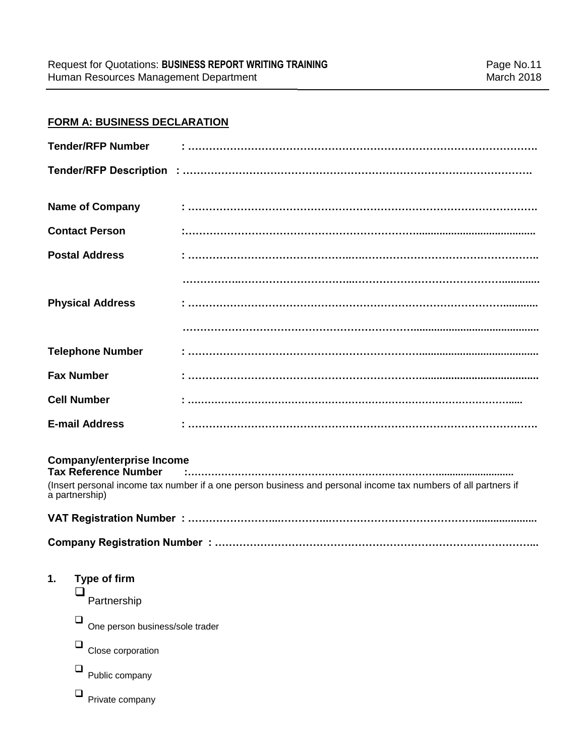## FORM A: BUSINESS DECLARATION

**Tender/RFP Number** : ……………………………………………………………………………………….

**Tender/RFP Description** : ……………………………………………………………………………………

**Name of Company** : ……………………………………………………………………………………….

**Contact Person** :……………………………………………………………………………………………

**Postal Address** : ……………………………………………………………………………………….

……………………………………………………………………………………………………………

**Physical Address** : ……………………………………………………………………………………….

……………………………………………………………………………………………………………

**Telephone Number** : ……………………………………………………………………………………….

**Fax Number** : ……………………………………………………………………………………….

**Cell Number** : ……………………………………………………………………………………….

**E-mail Address** : ……………………………………………………………………………………….

**Company/enterprise Income Tax Reference Number** :………………………………………………………………………………………

(Insert personal income tax number if a one person business and personal income tax numbers of all partners if a partnership)

**VAT Registration Number** : ……………………………………………………………………………………….

**Company Registration Number** : ……………………………………………………………………………………….

**1. Type of firm**

- ❑ Partnership
- ❑ One person business/sole trader
- ❑ Close corporation
- ❑ Public company
- ❑ Private company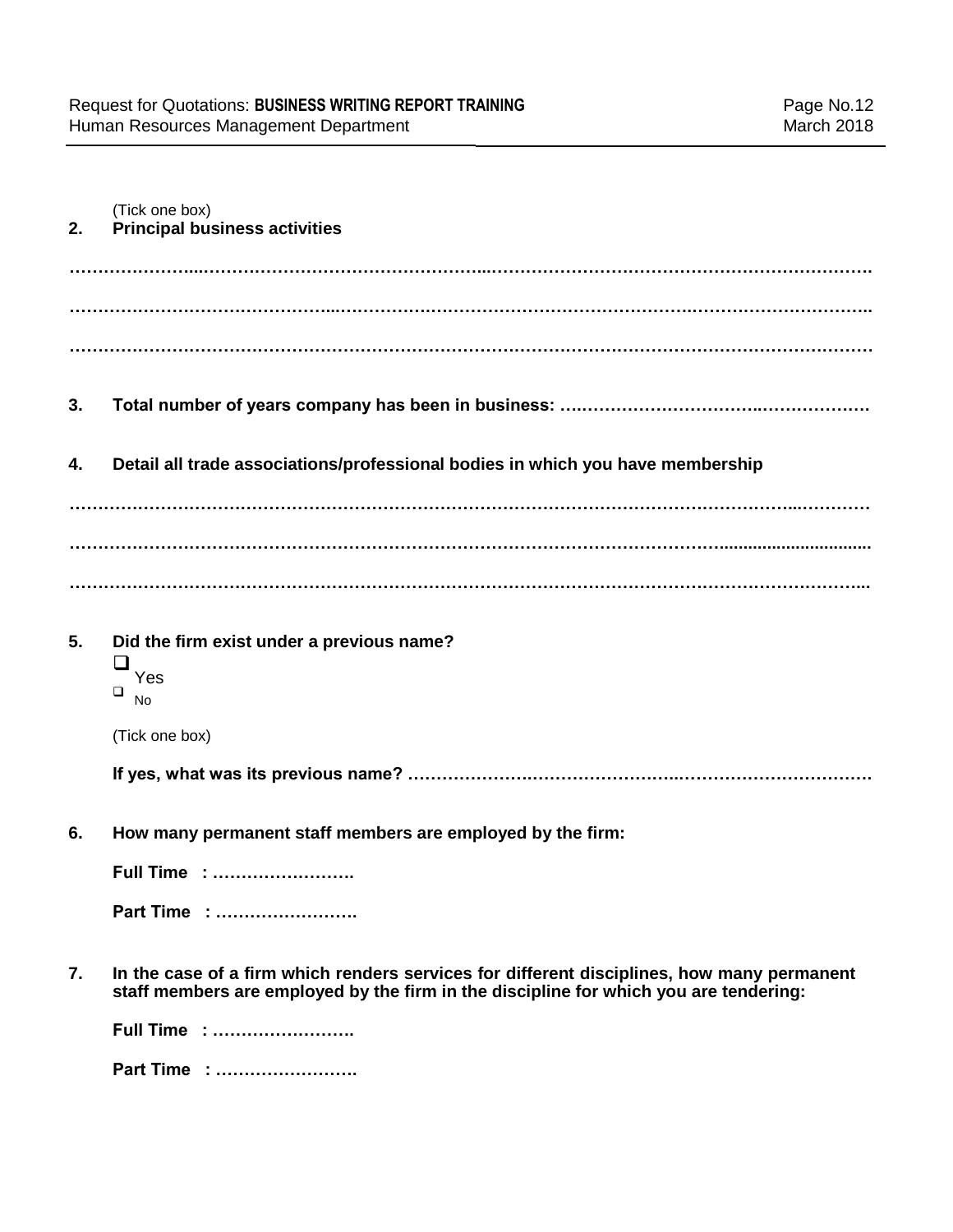(Tick one box)

**2. Principal business activities**

………………...…………………………………...……………………………………………………….

……………………………………...………………………………………………………………………..

…………………………………………………………………………………………………………………

**3. Total number of years company has been in business: ….…………………………..……………….**

**4. Detail all trade associations/professional bodies in which you have membership**

……………………………………………………………………………………………………..…………

…………………………………………………………………………………………….............................

……………………………………………………………………………………………………………….....

**5. Did the firm exist under a previous name?**

❑ Yes
❑ No

(Tick one box)

**If yes, what was its previous name? ……………….……………………..……………………………….**

**6. How many permanent staff members are employed by the firm:**

**Full Time : …………………….**

**Part Time : …………………….**

**7. In the case of a firm which renders services for different disciplines, how many permanent staff members are employed by the firm in the discipline for which you are tendering:**

**Full Time : …………………….**

**Part Time : …………………….**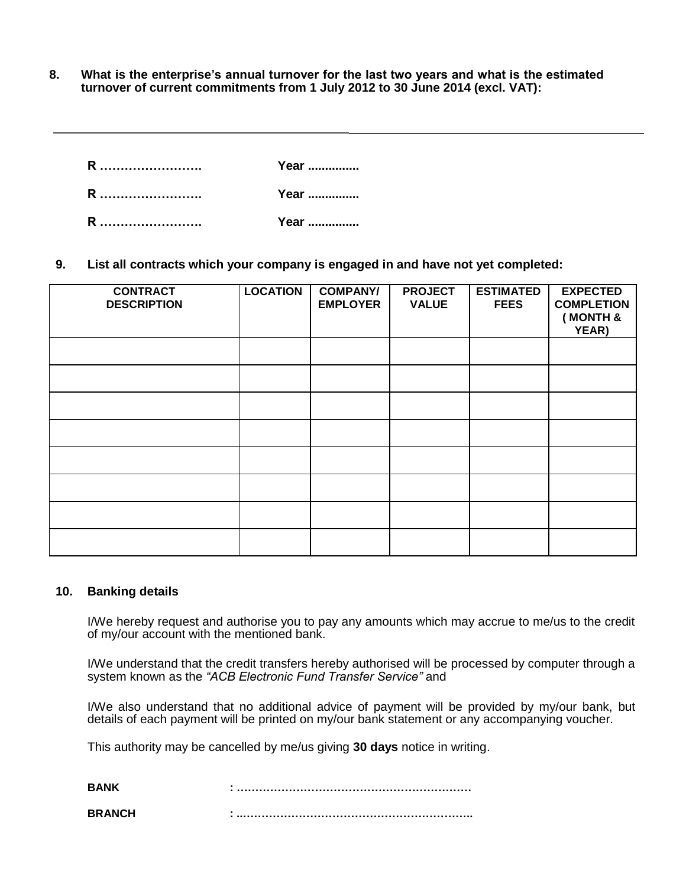**8. What is the enterprise's annual turnover for the last two years and what is the estimated turnover of current commitments from 1 July 2012 to 30 June 2014 (excl. VAT):**

---

**R …………………….   Year ..............**

**R …………………….   Year ..............**

**R …………………….   Year ..............**

**9. List all contracts which your company is engaged in and have not yet completed:**

| CONTRACT DESCRIPTION | LOCATION | COMPANY/ EMPLOYER | PROJECT VALUE | ESTIMATED FEES | EXPECTED COMPLETION ( MONTH & YEAR) |
|---|---|---|---|---|---|
| | | | | | |
| | | | | | |
| | | | | | |
| | | | | | |
| | | | | | |
| | | | | | |
| | | | | | |
| | | | | | |

**10. Banking details**

I/We hereby request and authorise you to pay any amounts which may accrue to me/us to the credit of my/our account with the mentioned bank.

I/We understand that the credit transfers hereby authorised will be processed by computer through a system known as the *"ACB Electronic Fund Transfer Service"* and

I/We also understand that no additional advice of payment will be provided by my/our bank, but details of each payment will be printed on my/our bank statement or any accompanying voucher.

This authority may be cancelled by me/us giving **30 days** notice in writing.

**BANK : ………………………………………………………**

**BRANCH : ..……………………………………………………..**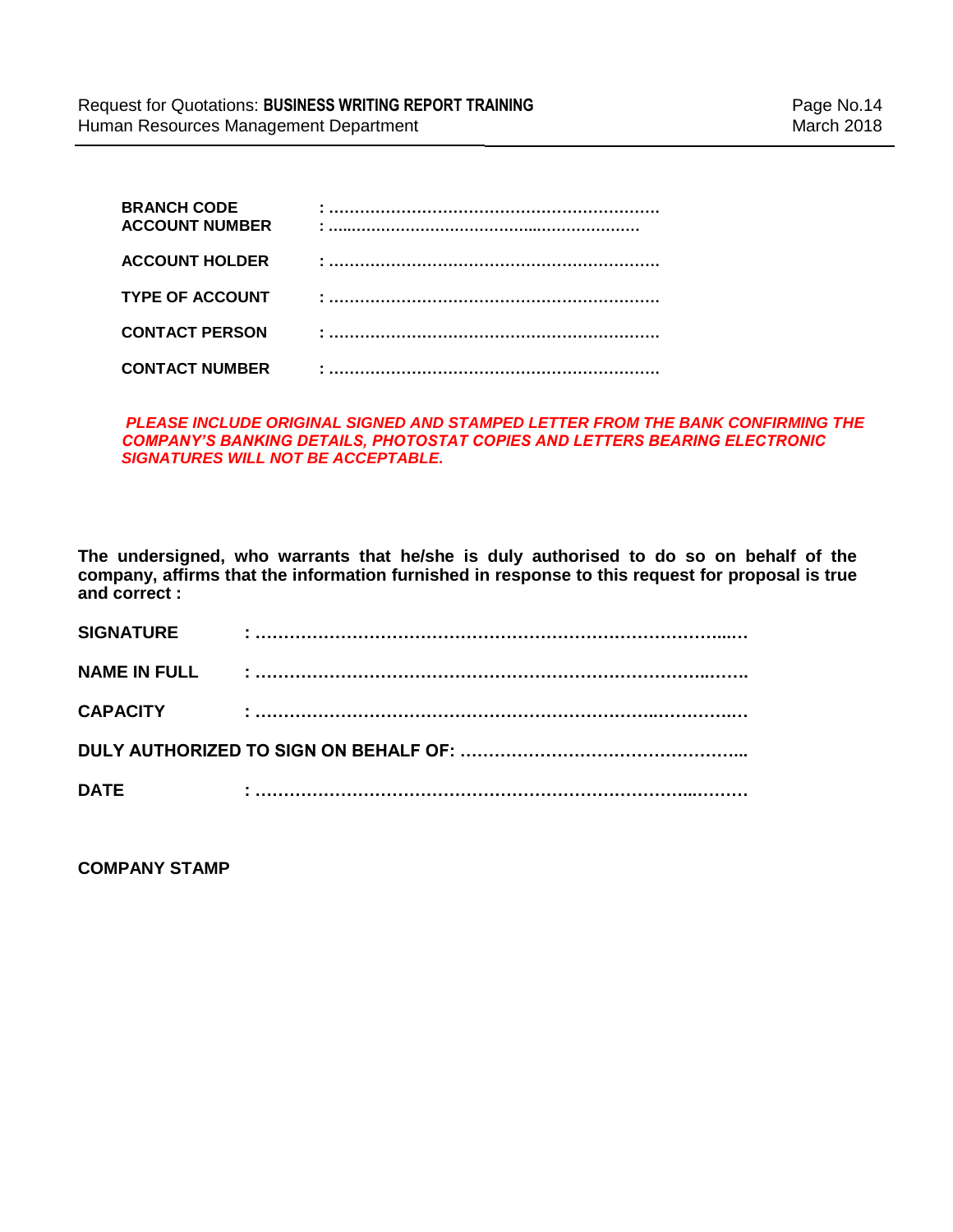**BRANCH CODE** : …………………………………………………………

**ACCOUNT NUMBER** : ……………………………………………………

**ACCOUNT HOLDER** : …………………………………………………………

**TYPE OF ACCOUNT** : …………………………………………………………

**CONTACT PERSON** : …………………………………………………………

**CONTACT NUMBER** : …………………………………………………………

***PLEASE INCLUDE ORIGINAL SIGNED AND STAMPED LETTER FROM THE BANK CONFIRMING THE COMPANY'S BANKING DETAILS, PHOTOSTAT COPIES AND LETTERS BEARING ELECTRONIC SIGNATURES WILL NOT BE ACCEPTABLE.***

**The undersigned, who warrants that he/she is duly authorised to do so on behalf of the company, affirms that the information furnished in response to this request for proposal is true and correct :**

**SIGNATURE** : ……………………………………………………………………………

**NAME IN FULL** : ……………………………………………………………………………

**CAPACITY** : ……………………………………………………………………………

**DULY AUTHORIZED TO SIGN ON BEHALF OF:** …………………………………………...

**DATE** : ……………………………………………………………………………

**COMPANY STAMP**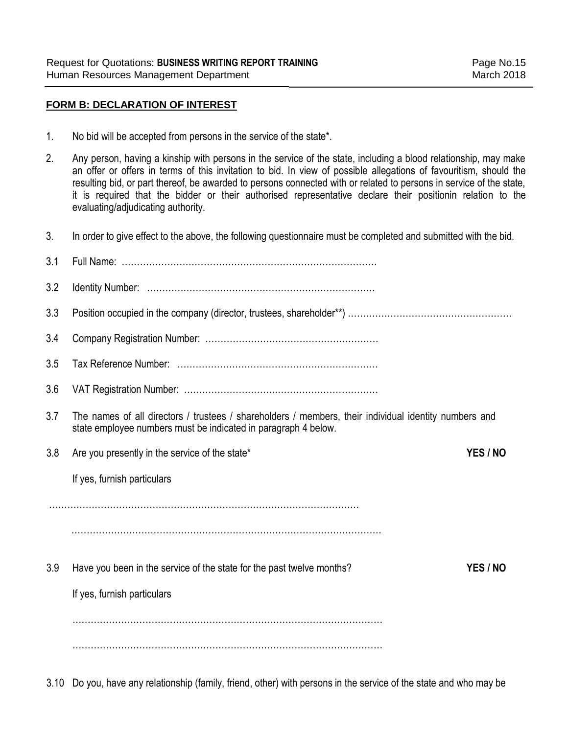## FORM B: DECLARATION OF INTEREST

1. No bid will be accepted from persons in the service of the state*.

2. Any person, having a kinship with persons in the service of the state, including a blood relationship, may make an offer or offers in terms of this invitation to bid. In view of possible allegations of favouritism, should the resulting bid, or part thereof, be awarded to persons connected with or related to persons in service of the state, it is required that the bidder or their authorised representative declare their positionin relation to the evaluating/adjudicating authority.

3. In order to give effect to the above, the following questionnaire must be completed and submitted with the bid.

3.1 Full Name: …………………………………………………………………………

3.2 Identity Number: …………………………………………………………………

3.3 Position occupied in the company (director, trustees, shareholder**) ………………………………………………

3.4 Company Registration Number: …………………………………………………

3.5 Tax Reference Number: …………………………………………………………

3.6 VAT Registration Number: ………………………………………………………

3.7 The names of all directors / trustees / shareholders / members, their individual identity numbers and state employee numbers must be indicated in paragraph 4 below.

3.8 Are you presently in the service of the state* **YES / NO**

If yes, furnish particulars

…………………………………………………………………………………………

…………………………………………………………………………………………

3.9 Have you been in the service of the state for the past twelve months? **YES / NO**

If yes, furnish particulars

…………………………………………………………………………………………

…………………………………………………………………………………………

3.10 Do you, have any relationship (family, friend, other) with persons in the service of the state and who may be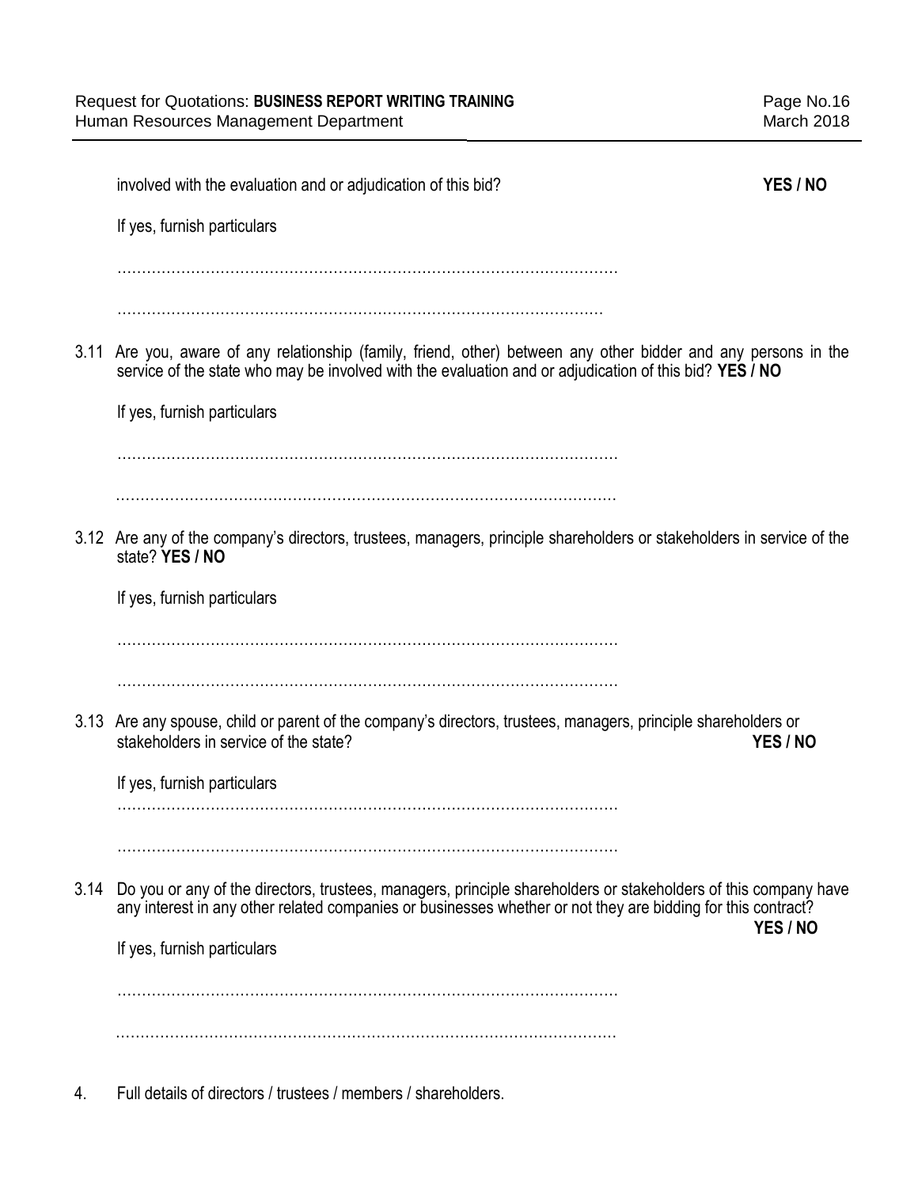involved with the evaluation and or adjudication of this bid? **YES / NO**

If yes, furnish particulars

…………………………………………………………………………………………

…………………………………………………………………………………………

3.11 Are you, aware of any relationship (family, friend, other) between any other bidder and any persons in the service of the state who may be involved with the evaluation and or adjudication of this bid? **YES / NO**

If yes, furnish particulars

…………………………………………………………………………………………

…………………………………………………………………………………………

3.12 Are any of the company's directors, trustees, managers, principle shareholders or stakeholders in service of the state? **YES / NO**

If yes, furnish particulars

…………………………………………………………………………………………

…………………………………………………………………………………………

3.13 Are any spouse, child or parent of the company's directors, trustees, managers, principle shareholders or stakeholders in service of the state? **YES / NO**

If yes, furnish particulars

…………………………………………………………………………………………

…………………………………………………………………………………………

3.14 Do you or any of the directors, trustees, managers, principle shareholders or stakeholders of this company have any interest in any other related companies or businesses whether or not they are bidding for this contract? **YES / NO**

If yes, furnish particulars

…………………………………………………………………………………………

…………………………………………………………………………………………

4. Full details of directors / trustees / members / shareholders.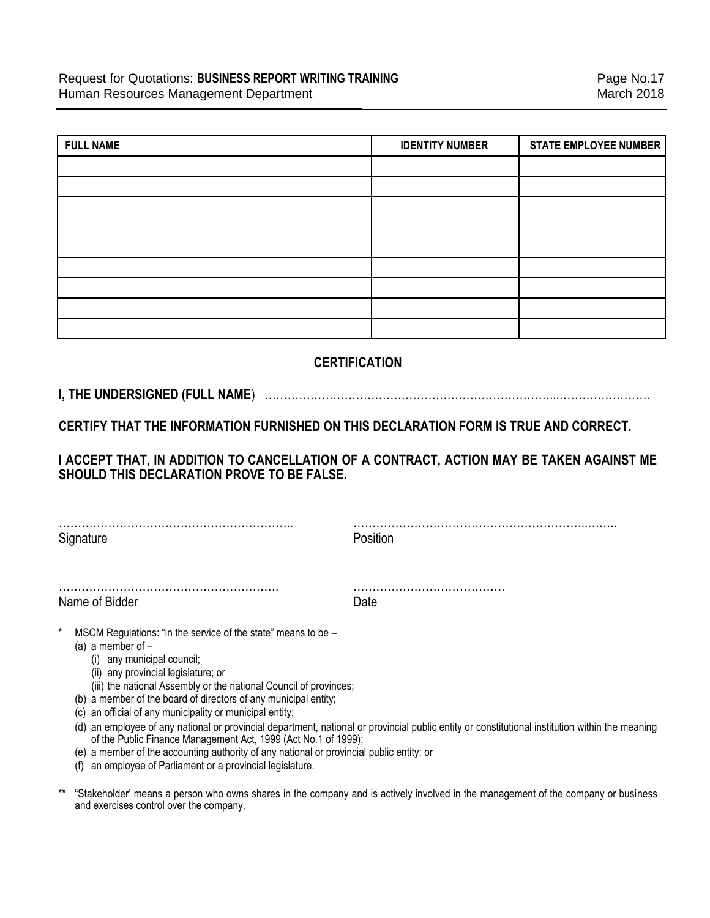| FULL NAME | IDENTITY NUMBER | STATE EMPLOYEE NUMBER |
|---|---|---|
| | | |
| | | |
| | | |
| | | |
| | | |
| | | |
| | | |
| | | |
| | | |

## CERTIFICATION

**I, THE UNDERSIGNED (FULL NAME**) …………………………………………………………………..……………………

**CERTIFY THAT THE INFORMATION FURNISHED ON THIS DECLARATION FORM IS TRUE AND CORRECT.**

**I ACCEPT THAT, IN ADDITION TO CANCELLATION OF A CONTRACT, ACTION MAY BE TAKEN AGAINST ME SHOULD THIS DECLARATION PROVE TO BE FALSE.**

…………………………………………………….. ……………………………………………………..……..
Signature Position

…………………………………………………. ………………………………….
Name of Bidder Date

\* MSCM Regulations: "in the service of the state" means to be –
  (a) a member of –
    (i) any municipal council;
    (ii) any provincial legislature; or
    (iii) the national Assembly or the national Council of provinces;
  (b) a member of the board of directors of any municipal entity;
  (c) an official of any municipality or municipal entity;
  (d) an employee of any national or provincial department, national or provincial public entity or constitutional institution within the meaning of the Public Finance Management Act, 1999 (Act No.1 of 1999);
  (e) a member of the accounting authority of any national or provincial public entity; or
  (f) an employee of Parliament or a provincial legislature.

\*\* "Stakeholder' means a person who owns shares in the company and is actively involved in the management of the company or business and exercises control over the company.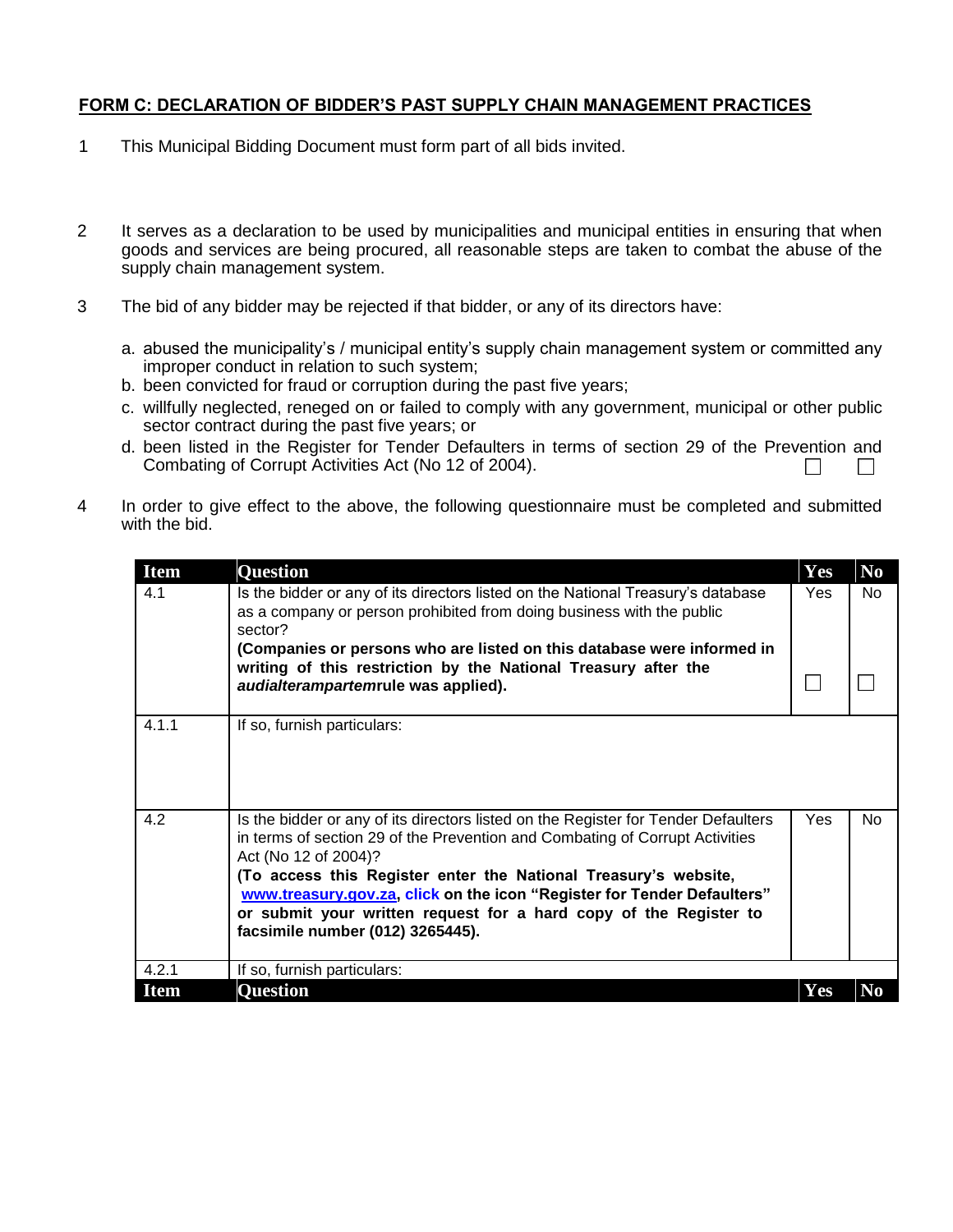## FORM C: DECLARATION OF BIDDER'S PAST SUPPLY CHAIN MANAGEMENT PRACTICES

1 This Municipal Bidding Document must form part of all bids invited.

2 It serves as a declaration to be used by municipalities and municipal entities in ensuring that when goods and services are being procured, all reasonable steps are taken to combat the abuse of the supply chain management system.

3 The bid of any bidder may be rejected if that bidder, or any of its directors have:

a. abused the municipality's / municipal entity's supply chain management system or committed any improper conduct in relation to such system;
b. been convicted for fraud or corruption during the past five years;
c. willfully neglected, reneged on or failed to comply with any government, municipal or other public sector contract during the past five years; or
d. been listed in the Register for Tender Defaulters in terms of section 29 of the Prevention and Combating of Corrupt Activities Act (No 12 of 2004). ☐ ☐

4 In order to give effect to the above, the following questionnaire must be completed and submitted with the bid.

| Item | Question | Yes | No |
|---|---|---|---|
| 4.1 | Is the bidder or any of its directors listed on the National Treasury's database as a company or person prohibited from doing business with the public sector?<br>**(Companies or persons who are listed on this database were informed in writing of this restriction by the National Treasury after the *audialterampartem*rule was applied).** | Yes<br><br>☐ | No<br><br>☐ |
| 4.1.1 | If so, furnish particulars: | | |
| 4.2 | Is the bidder or any of its directors listed on the Register for Tender Defaulters in terms of section 29 of the Prevention and Combating of Corrupt Activities Act (No 12 of 2004)?<br>**(To access this Register enter the National Treasury's website, www.treasury.gov.za, click on the icon "Register for Tender Defaulters" or submit your written request for a hard copy of the Register to facsimile number (012) 3265445).** | Yes | No |
| 4.2.1 | If so, furnish particulars: | | |
| **Item** | **Question** | **Yes** | **No** |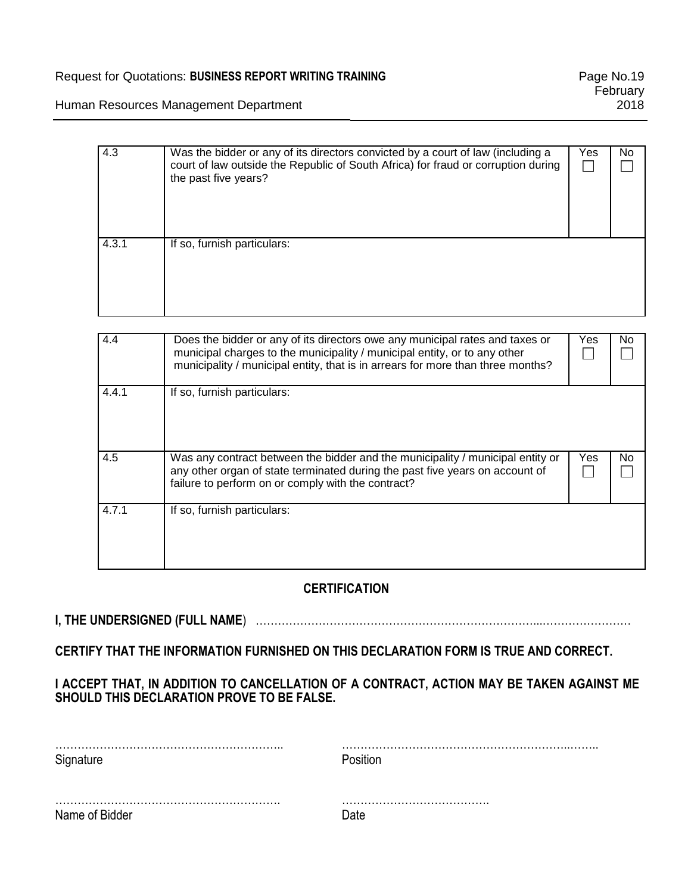| 4.3 | Was the bidder or any of its directors convicted by a court of law (including a court of law outside the Republic of South Africa) for fraud or corruption during the past five years? | Yes ☐ | No ☐ |
|---|---|---|---|
| 4.3.1 | If so, furnish particulars: | | |

| 4.4 | Does the bidder or any of its directors owe any municipal rates and taxes or municipal charges to the municipality / municipal entity, or to any other municipality / municipal entity, that is in arrears for more than three months? | Yes ☐ | No ☐ |
|---|---|---|---|
| 4.4.1 | If so, furnish particulars: | | |
| 4.5 | Was any contract between the bidder and the municipality / municipal entity or any other organ of state terminated during the past five years on account of failure to perform on or comply with the contract? | Yes ☐ | No ☐ |
| 4.7.1 | If so, furnish particulars: | | |

## CERTIFICATION

**I, THE UNDERSIGNED (FULL NAME)** ………………………………………………………………...……………………

**CERTIFY THAT THE INFORMATION FURNISHED ON THIS DECLARATION FORM IS TRUE AND CORRECT.**

**I ACCEPT THAT, IN ADDITION TO CANCELLATION OF A CONTRACT, ACTION MAY BE TAKEN AGAINST ME SHOULD THIS DECLARATION PROVE TO BE FALSE.**

……………………………………………………… ………………………………………………………….
Signature Position

……………………………………………………. ………………………………….
Name of Bidder Date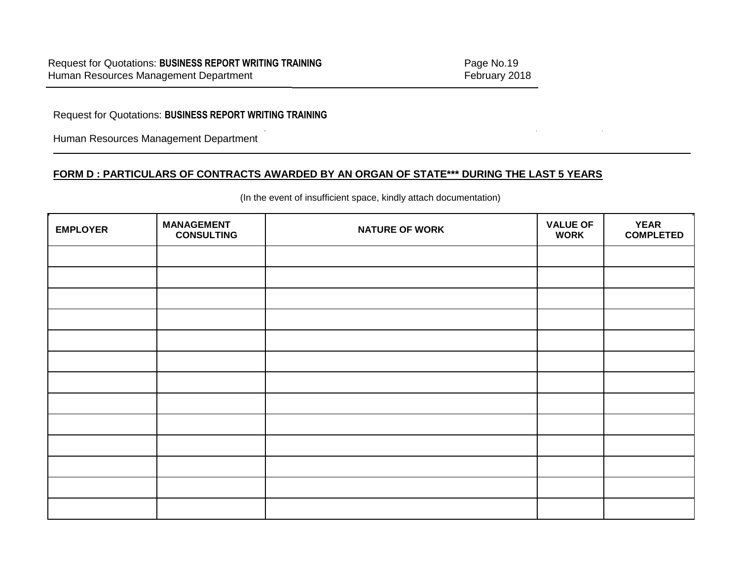Request for Quotations: **BUSINESS REPORT WRITING TRAINING**

Human Resources Management Department

## FORM D : PARTICULARS OF CONTRACTS AWARDED BY AN ORGAN OF STATE*** DURING THE LAST 5 YEARS

(In the event of insufficient space, kindly attach documentation)

| EMPLOYER | MANAGEMENT CONSULTING | NATURE OF WORK | VALUE OF WORK | YEAR COMPLETED |
|---|---|---|---|---|
| | | | | |
| | | | | |
| | | | | |
| | | | | |
| | | | | |
| | | | | |
| | | | | |
| | | | | |
| | | | | |
| | | | | |
| | | | | |
| | | | | |
| | | | | |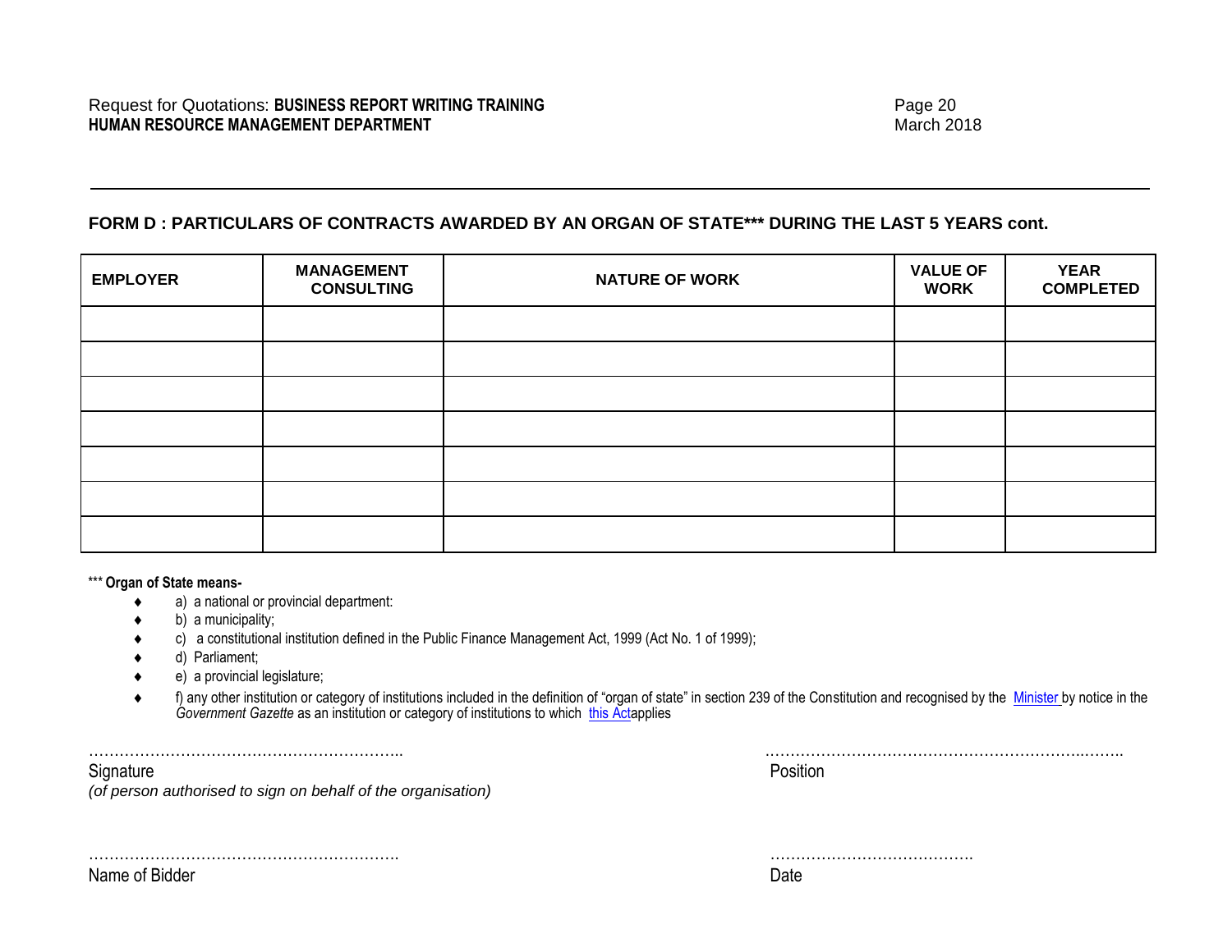## FORM D : PARTICULARS OF CONTRACTS AWARDED BY AN ORGAN OF STATE*** DURING THE LAST 5 YEARS cont.

| EMPLOYER | MANAGEMENT CONSULTING | NATURE OF WORK | VALUE OF WORK | YEAR COMPLETED |
|---|---|---|---|---|
| | | | | |
| | | | | |
| | | | | |
| | | | | |
| | | | | |
| | | | | |
| | | | | |

*** **Organ of State means-**

- a) a national or provincial department:
- b) a municipality;
- c) a constitutional institution defined in the Public Finance Management Act, 1999 (Act No. 1 of 1999);
- d) Parliament;
- e) a provincial legislature;
- f) any other institution or category of institutions included in the definition of "organ of state" in section 239 of the Constitution and recognised by the Minister by notice in the *Government Gazette* as an institution or category of institutions to which this Actapplies

……………………………………………………..
Signature
*(of person authorised to sign on behalf of the organisation)*

……………………………………………………………..…….
Position

…………………………………………………….
Name of Bidder

………………………………….
Date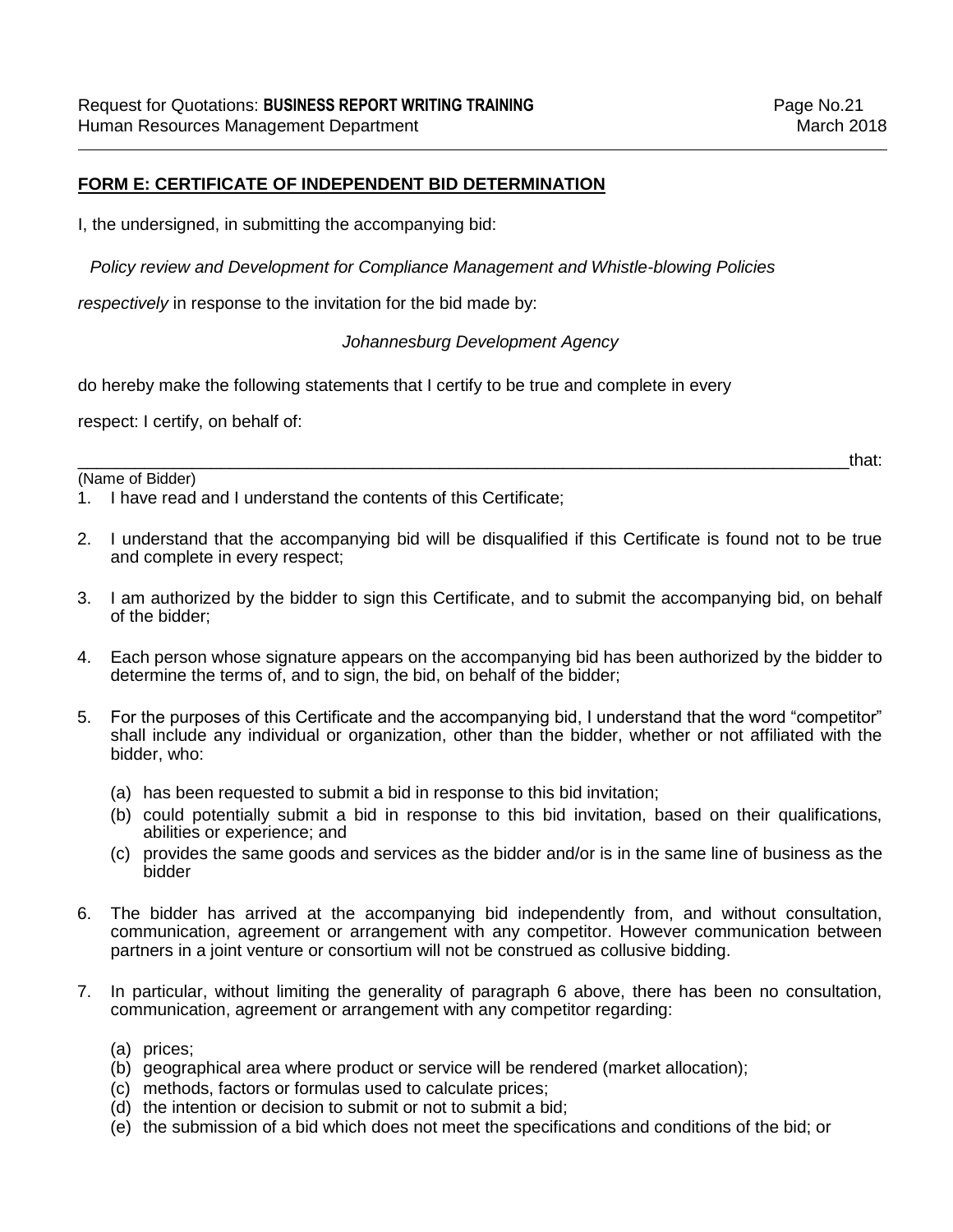## FORM E: CERTIFICATE OF INDEPENDENT BID DETERMINATION

I, the undersigned, in submitting the accompanying bid:

*Policy review and Development for Compliance Management and Whistle-blowing Policies*

*respectively* in response to the invitation for the bid made by:

*Johannesburg Development Agency*

do hereby make the following statements that I certify to be true and complete in every

respect: I certify, on behalf of:

_______________________________________________________________________________that:

(Name of Bidder)

1. I have read and I understand the contents of this Certificate;
2. I understand that the accompanying bid will be disqualified if this Certificate is found not to be true and complete in every respect;
3. I am authorized by the bidder to sign this Certificate, and to submit the accompanying bid, on behalf of the bidder;
4. Each person whose signature appears on the accompanying bid has been authorized by the bidder to determine the terms of, and to sign, the bid, on behalf of the bidder;
5. For the purposes of this Certificate and the accompanying bid, I understand that the word "competitor" shall include any individual or organization, other than the bidder, whether or not affiliated with the bidder, who:
   (a) has been requested to submit a bid in response to this bid invitation;
   (b) could potentially submit a bid in response to this bid invitation, based on their qualifications, abilities or experience; and
   (c) provides the same goods and services as the bidder and/or is in the same line of business as the bidder
6. The bidder has arrived at the accompanying bid independently from, and without consultation, communication, agreement or arrangement with any competitor. However communication between partners in a joint venture or consortium will not be construed as collusive bidding.
7. In particular, without limiting the generality of paragraph 6 above, there has been no consultation, communication, agreement or arrangement with any competitor regarding:
   (a) prices;
   (b) geographical area where product or service will be rendered (market allocation);
   (c) methods, factors or formulas used to calculate prices;
   (d) the intention or decision to submit or not to submit a bid;
   (e) the submission of a bid which does not meet the specifications and conditions of the bid; or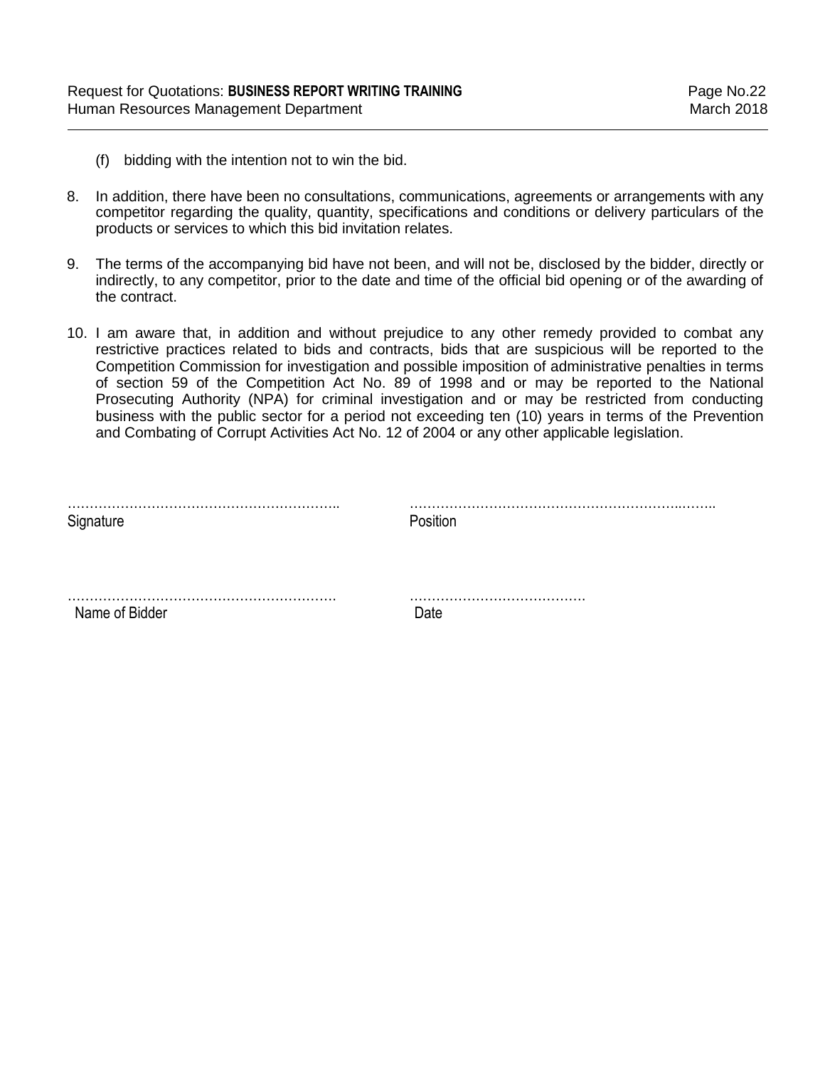(f) bidding with the intention not to win the bid.

8. In addition, there have been no consultations, communications, agreements or arrangements with any competitor regarding the quality, quantity, specifications and conditions or delivery particulars of the products or services to which this bid invitation relates.

9. The terms of the accompanying bid have not been, and will not be, disclosed by the bidder, directly or indirectly, to any competitor, prior to the date and time of the official bid opening or of the awarding of the contract.

10. I am aware that, in addition and without prejudice to any other remedy provided to combat any restrictive practices related to bids and contracts, bids that are suspicious will be reported to the Competition Commission for investigation and possible imposition of administrative penalties in terms of section 59 of the Competition Act No. 89 of 1998 and or may be reported to the National Prosecuting Authority (NPA) for criminal investigation and or may be restricted from conducting business with the public sector for a period not exceeding ten (10) years in terms of the Prevention and Combating of Corrupt Activities Act No. 12 of 2004 or any other applicable legislation.

| | |
|---|---|
| ……………………………………………………….. | ……………………………………………………..…….. |
| Signature | Position |
| | |
| ………………………………………………………. | …………………………………. |
| Name of Bidder | Date |